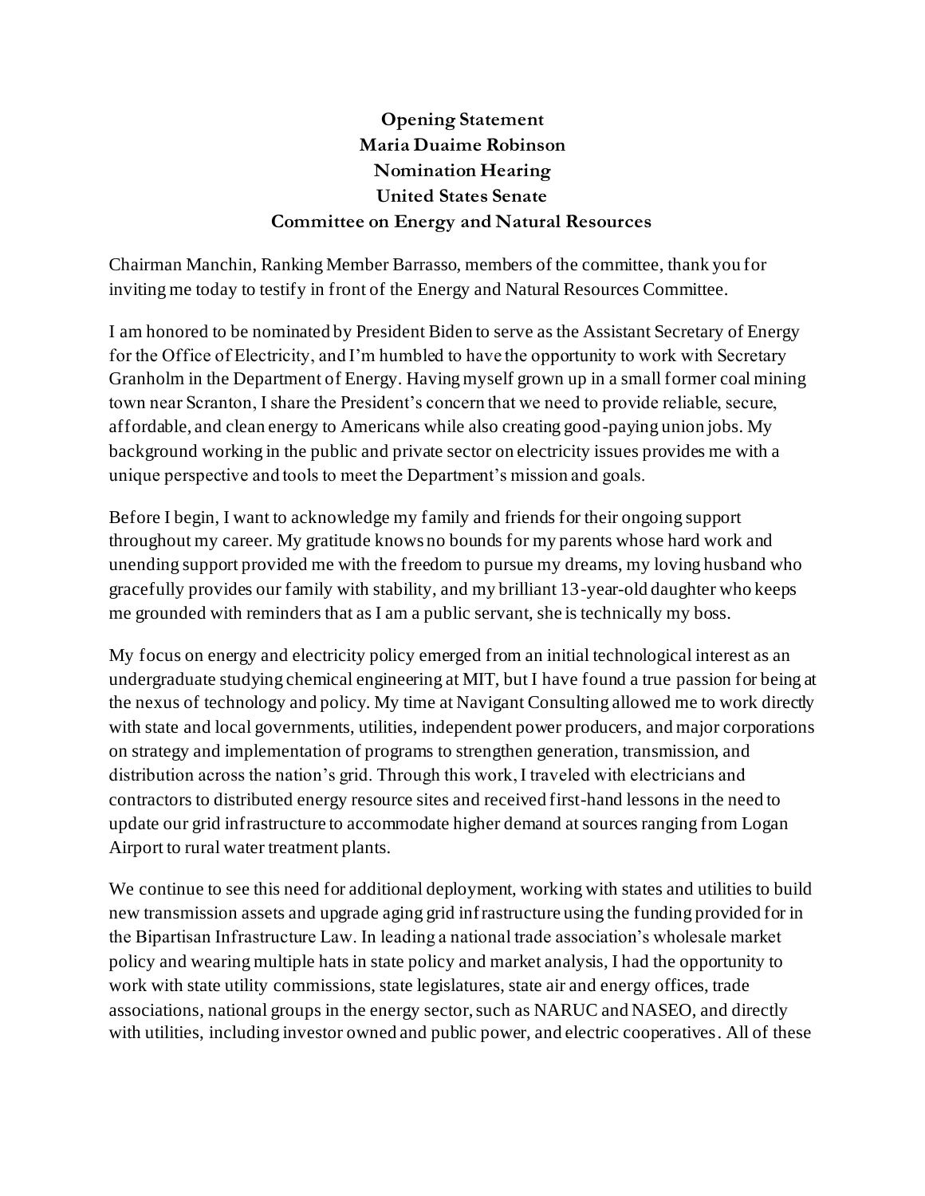**Opening Statement**
**Maria Duaime Robinson**
**Nomination Hearing**
**United States Senate**
**Committee on Energy and Natural Resources**

Chairman Manchin, Ranking Member Barrasso, members of the committee, thank you for inviting me today to testify in front of the Energy and Natural Resources Committee.

I am honored to be nominated by President Biden to serve as the Assistant Secretary of Energy for the Office of Electricity, and I'm humbled to have the opportunity to work with Secretary Granholm in the Department of Energy. Having myself grown up in a small former coal mining town near Scranton, I share the President's concern that we need to provide reliable, secure, affordable, and clean energy to Americans while also creating good-paying union jobs. My background working in the public and private sector on electricity issues provides me with a unique perspective and tools to meet the Department's mission and goals.

Before I begin, I want to acknowledge my family and friends for their ongoing support throughout my career. My gratitude knows no bounds for my parents whose hard work and unending support provided me with the freedom to pursue my dreams, my loving husband who gracefully provides our family with stability, and my brilliant 13-year-old daughter who keeps me grounded with reminders that as I am a public servant, she is technically my boss.

My focus on energy and electricity policy emerged from an initial technological interest as an undergraduate studying chemical engineering at MIT, but I have found a true passion for being at the nexus of technology and policy. My time at Navigant Consulting allowed me to work directly with state and local governments, utilities, independent power producers, and major corporations on strategy and implementation of programs to strengthen generation, transmission, and distribution across the nation's grid. Through this work, I traveled with electricians and contractors to distributed energy resource sites and received first-hand lessons in the need to update our grid infrastructure to accommodate higher demand at sources ranging from Logan Airport to rural water treatment plants.

We continue to see this need for additional deployment, working with states and utilities to build new transmission assets and upgrade aging grid infrastructure using the funding provided for in the Bipartisan Infrastructure Law. In leading a national trade association's wholesale market policy and wearing multiple hats in state policy and market analysis, I had the opportunity to work with state utility commissions, state legislatures, state air and energy offices, trade associations, national groups in the energy sector, such as NARUC and NASEO, and directly with utilities, including investor owned and public power, and electric cooperatives. All of these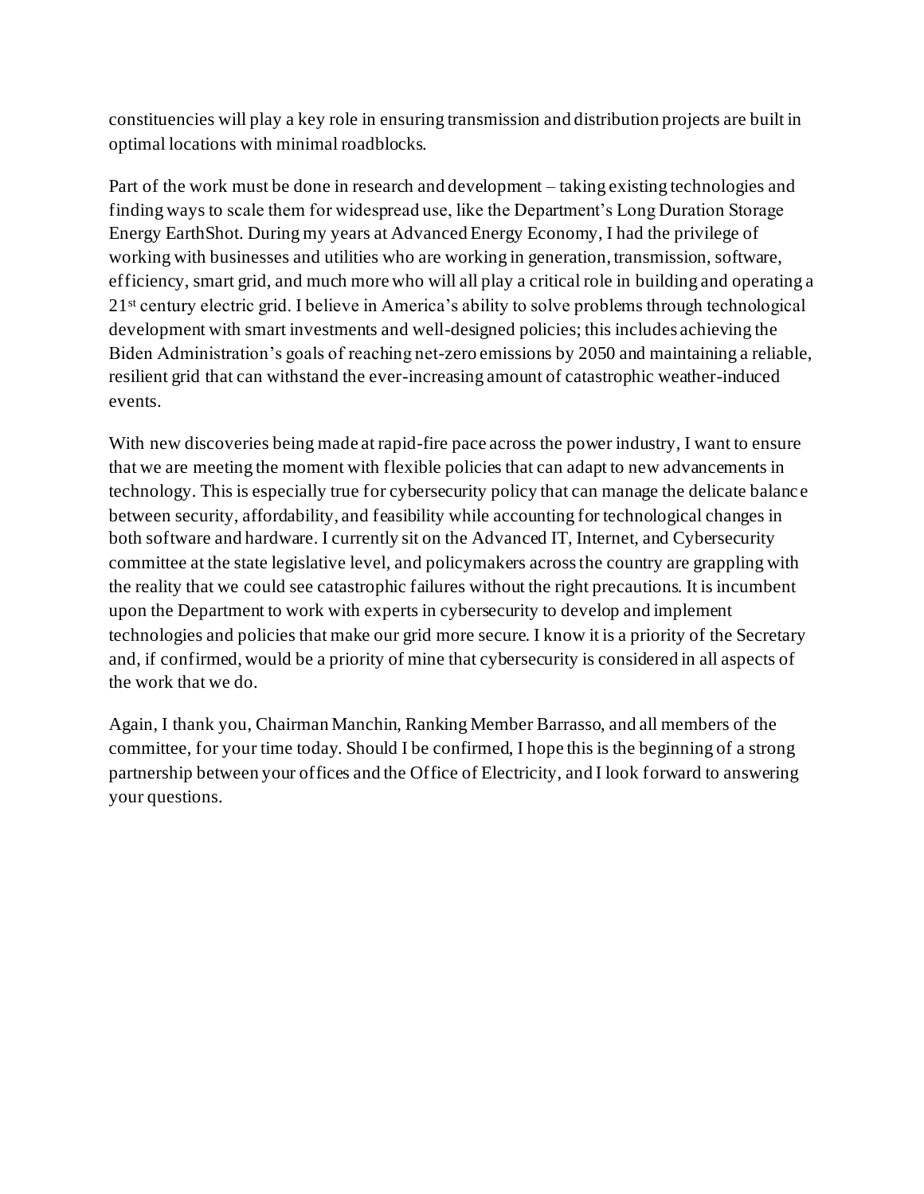constituencies will play a key role in ensuring transmission and distribution projects are built in optimal locations with minimal roadblocks.

Part of the work must be done in research and development – taking existing technologies and finding ways to scale them for widespread use, like the Department's Long Duration Storage Energy EarthShot. During my years at Advanced Energy Economy, I had the privilege of working with businesses and utilities who are working in generation, transmission, software, efficiency, smart grid, and much more who will all play a critical role in building and operating a 21st century electric grid. I believe in America's ability to solve problems through technological development with smart investments and well-designed policies; this includes achieving the Biden Administration's goals of reaching net-zero emissions by 2050 and maintaining a reliable, resilient grid that can withstand the ever-increasing amount of catastrophic weather-induced events.

With new discoveries being made at rapid-fire pace across the power industry, I want to ensure that we are meeting the moment with flexible policies that can adapt to new advancements in technology. This is especially true for cybersecurity policy that can manage the delicate balance between security, affordability, and feasibility while accounting for technological changes in both software and hardware. I currently sit on the Advanced IT, Internet, and Cybersecurity committee at the state legislative level, and policymakers across the country are grappling with the reality that we could see catastrophic failures without the right precautions. It is incumbent upon the Department to work with experts in cybersecurity to develop and implement technologies and policies that make our grid more secure. I know it is a priority of the Secretary and, if confirmed, would be a priority of mine that cybersecurity is considered in all aspects of the work that we do.

Again, I thank you, Chairman Manchin, Ranking Member Barrasso, and all members of the committee, for your time today. Should I be confirmed, I hope this is the beginning of a strong partnership between your offices and the Office of Electricity, and I look forward to answering your questions.